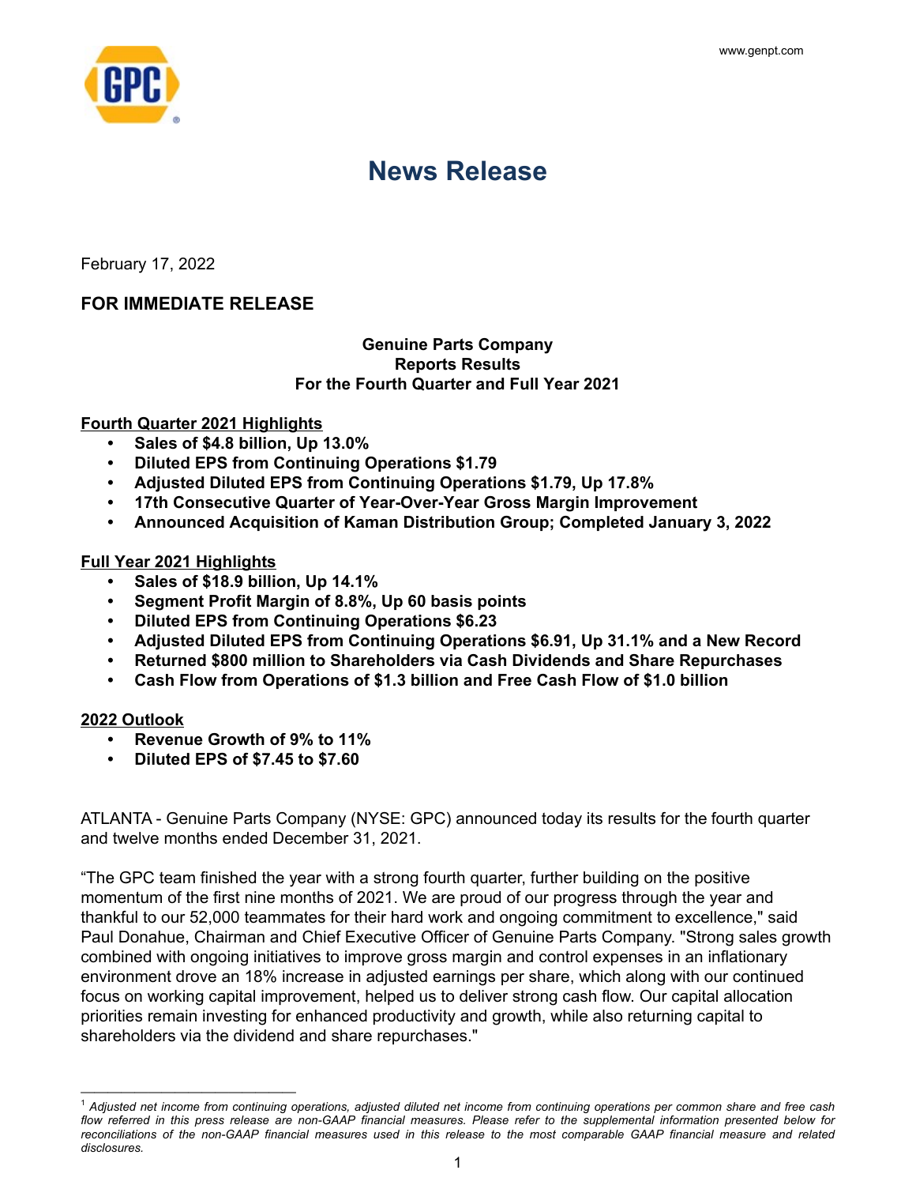# News Release

February 17, 2022

## FOR IMMEDIATE RELEASE

**Genuine Parts Company**
**Reports Results**
**For the Fourth Quarter and Full Year 2021**

**Fourth Quarter 2021 Highlights**

- **Sales of $4.8 billion, Up 13.0%**
- **Diluted EPS from Continuing Operations $1.79**
- **Adjusted Diluted EPS from Continuing Operations $1.79, Up 17.8%**
- **17th Consecutive Quarter of Year-Over-Year Gross Margin Improvement**
- **Announced Acquisition of Kaman Distribution Group; Completed January 3, 2022**

**Full Year 2021 Highlights**

- **Sales of $18.9 billion, Up 14.1%**
- **Segment Profit Margin of 8.8%, Up 60 basis points**
- **Diluted EPS from Continuing Operations $6.23**
- **Adjusted Diluted EPS from Continuing Operations $6.91, Up 31.1% and a New Record**
- **Returned $800 million to Shareholders via Cash Dividends and Share Repurchases**
- **Cash Flow from Operations of $1.3 billion and Free Cash Flow of $1.0 billion**

**2022 Outlook**

- **Revenue Growth of 9% to 11%**
- **Diluted EPS of $7.45 to $7.60**

ATLANTA - Genuine Parts Company (NYSE: GPC) announced today its results for the fourth quarter and twelve months ended December 31, 2021.

"The GPC team finished the year with a strong fourth quarter, further building on the positive momentum of the first nine months of 2021. We are proud of our progress through the year and thankful to our 52,000 teammates for their hard work and ongoing commitment to excellence," said Paul Donahue, Chairman and Chief Executive Officer of Genuine Parts Company. "Strong sales growth combined with ongoing initiatives to improve gross margin and control expenses in an inflationary environment drove an 18% increase in adjusted earnings per share, which along with our continued focus on working capital improvement, helped us to deliver strong cash flow. Our capital allocation priorities remain investing for enhanced productivity and growth, while also returning capital to shareholders via the dividend and share repurchases."

---

[1] *Adjusted net income from continuing operations, adjusted diluted net income from continuing operations per common share and free cash flow referred in this press release are non-GAAP financial measures. Please refer to the supplemental information presented below for reconciliations of the non-GAAP financial measures used in this release to the most comparable GAAP financial measure and related disclosures.*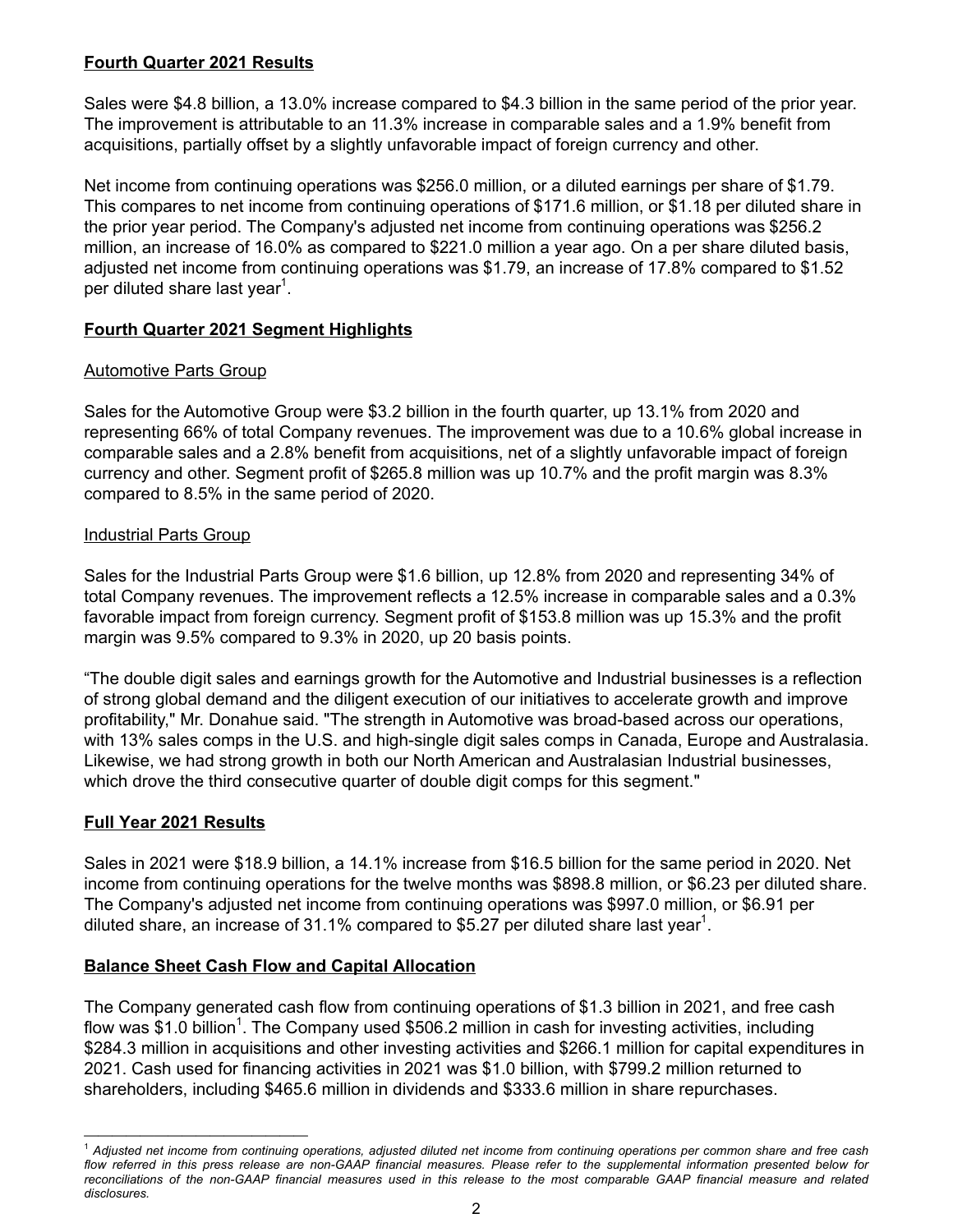## Fourth Quarter 2021 Results

Sales were $4.8 billion, a 13.0% increase compared to $4.3 billion in the same period of the prior year. The improvement is attributable to an 11.3% increase in comparable sales and a 1.9% benefit from acquisitions, partially offset by a slightly unfavorable impact of foreign currency and other.

Net income from continuing operations was $256.0 million, or a diluted earnings per share of $1.79. This compares to net income from continuing operations of $171.6 million, or $1.18 per diluted share in the prior year period. The Company's adjusted net income from continuing operations was $256.2 million, an increase of 16.0% as compared to $221.0 million a year ago. On a per share diluted basis, adjusted net income from continuing operations was $1.79, an increase of 17.8% compared to $1.52 per diluted share last year[1].

## Fourth Quarter 2021 Segment Highlights

### Automotive Parts Group

Sales for the Automotive Group were $3.2 billion in the fourth quarter, up 13.1% from 2020 and representing 66% of total Company revenues. The improvement was due to a 10.6% global increase in comparable sales and a 2.8% benefit from acquisitions, net of a slightly unfavorable impact of foreign currency and other. Segment profit of $265.8 million was up 10.7% and the profit margin was 8.3% compared to 8.5% in the same period of 2020.

### Industrial Parts Group

Sales for the Industrial Parts Group were $1.6 billion, up 12.8% from 2020 and representing 34% of total Company revenues. The improvement reflects a 12.5% increase in comparable sales and a 0.3% favorable impact from foreign currency. Segment profit of $153.8 million was up 15.3% and the profit margin was 9.5% compared to 9.3% in 2020, up 20 basis points.

"The double digit sales and earnings growth for the Automotive and Industrial businesses is a reflection of strong global demand and the diligent execution of our initiatives to accelerate growth and improve profitability," Mr. Donahue said. "The strength in Automotive was broad-based across our operations, with 13% sales comps in the U.S. and high-single digit sales comps in Canada, Europe and Australasia. Likewise, we had strong growth in both our North American and Australasian Industrial businesses, which drove the third consecutive quarter of double digit comps for this segment."

## Full Year 2021 Results

Sales in 2021 were $18.9 billion, a 14.1% increase from $16.5 billion for the same period in 2020. Net income from continuing operations for the twelve months was $898.8 million, or $6.23 per diluted share. The Company's adjusted net income from continuing operations was $997.0 million, or $6.91 per diluted share, an increase of 31.1% compared to $5.27 per diluted share last year[1].

## Balance Sheet Cash Flow and Capital Allocation

The Company generated cash flow from continuing operations of $1.3 billion in 2021, and free cash flow was $1.0 billion[1]. The Company used $506.2 million in cash for investing activities, including $284.3 million in acquisitions and other investing activities and $266.1 million for capital expenditures in 2021. Cash used for financing activities in 2021 was $1.0 billion, with $799.2 million returned to shareholders, including $465.6 million in dividends and $333.6 million in share repurchases.

---

[1] *Adjusted net income from continuing operations, adjusted diluted net income from continuing operations per common share and free cash flow referred in this press release are non-GAAP financial measures. Please refer to the supplemental information presented below for reconciliations of the non-GAAP financial measures used in this release to the most comparable GAAP financial measure and related disclosures.*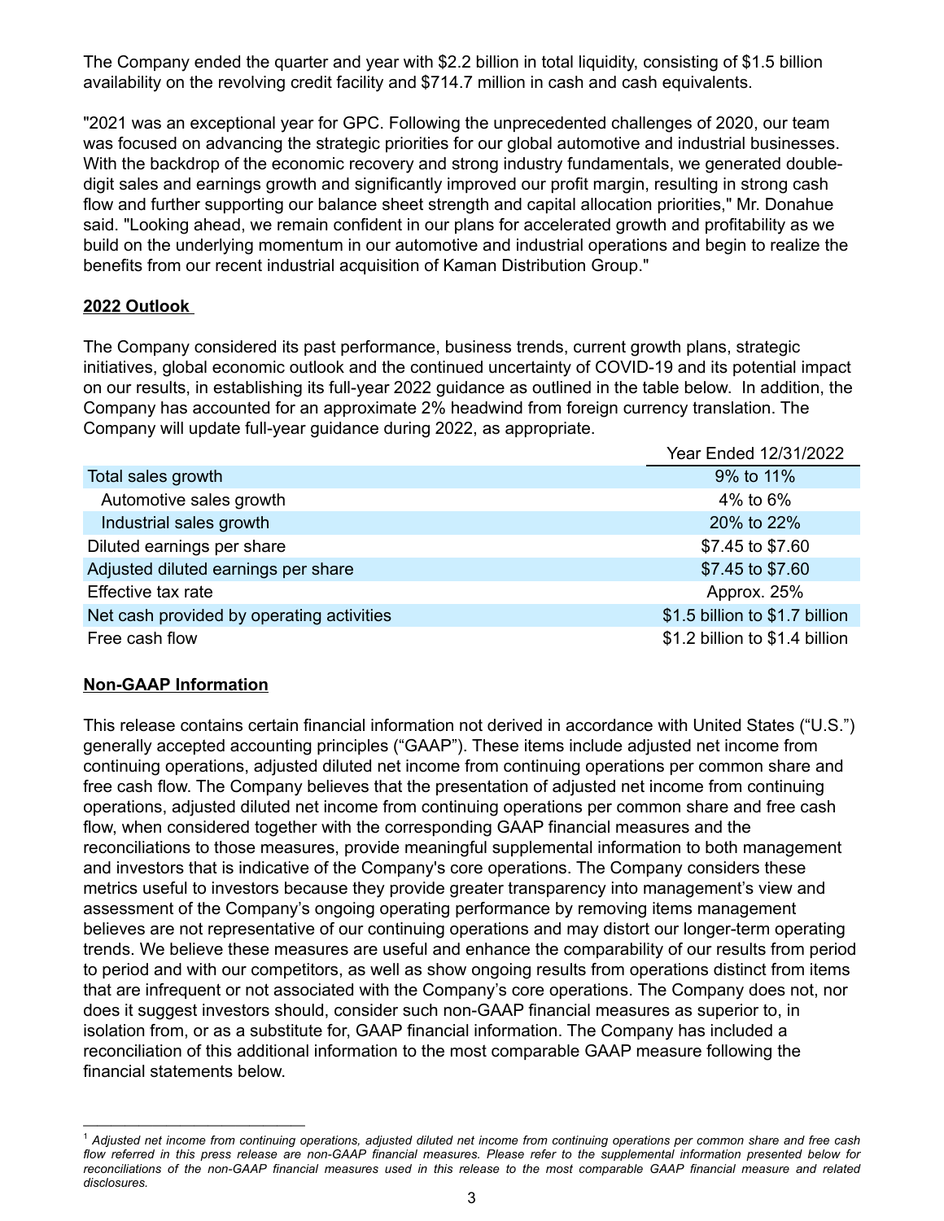The Company ended the quarter and year with $2.2 billion in total liquidity, consisting of $1.5 billion availability on the revolving credit facility and $714.7 million in cash and cash equivalents.

"2021 was an exceptional year for GPC. Following the unprecedented challenges of 2020, our team was focused on advancing the strategic priorities for our global automotive and industrial businesses. With the backdrop of the economic recovery and strong industry fundamentals, we generated double-digit sales and earnings growth and significantly improved our profit margin, resulting in strong cash flow and further supporting our balance sheet strength and capital allocation priorities," Mr. Donahue said. "Looking ahead, we remain confident in our plans for accelerated growth and profitability as we build on the underlying momentum in our automotive and industrial operations and begin to realize the benefits from our recent industrial acquisition of Kaman Distribution Group."

## 2022 Outlook

The Company considered its past performance, business trends, current growth plans, strategic initiatives, global economic outlook and the continued uncertainty of COVID-19 and its potential impact on our results, in establishing its full-year 2022 guidance as outlined in the table below. In addition, the Company has accounted for an approximate 2% headwind from foreign currency translation. The Company will update full-year guidance during 2022, as appropriate.

| | Year Ended 12/31/2022 |
|---|---|
| Total sales growth | 9% to 11% |
| Automotive sales growth | 4% to 6% |
| Industrial sales growth | 20% to 22% |
| Diluted earnings per share | $7.45 to $7.60 |
| Adjusted diluted earnings per share | $7.45 to $7.60 |
| Effective tax rate | Approx. 25% |
| Net cash provided by operating activities | $1.5 billion to $1.7 billion |
| Free cash flow | $1.2 billion to $1.4 billion |

## Non-GAAP Information

This release contains certain financial information not derived in accordance with United States ("U.S.") generally accepted accounting principles ("GAAP"). These items include adjusted net income from continuing operations, adjusted diluted net income from continuing operations per common share and free cash flow. The Company believes that the presentation of adjusted net income from continuing operations, adjusted diluted net income from continuing operations per common share and free cash flow, when considered together with the corresponding GAAP financial measures and the reconciliations to those measures, provide meaningful supplemental information to both management and investors that is indicative of the Company's core operations. The Company considers these metrics useful to investors because they provide greater transparency into management's view and assessment of the Company's ongoing operating performance by removing items management believes are not representative of our continuing operations and may distort our longer-term operating trends. We believe these measures are useful and enhance the comparability of our results from period to period and with our competitors, as well as show ongoing results from operations distinct from items that are infrequent or not associated with the Company's core operations. The Company does not, nor does it suggest investors should, consider such non-GAAP financial measures as superior to, in isolation from, or as a substitute for, GAAP financial information. The Company has included a reconciliation of this additional information to the most comparable GAAP measure following the financial statements below.

---

[1] *Adjusted net income from continuing operations, adjusted diluted net income from continuing operations per common share and free cash flow referred in this press release are non-GAAP financial measures. Please refer to the supplemental information presented below for reconciliations of the non-GAAP financial measures used in this release to the most comparable GAAP financial measure and related disclosures.*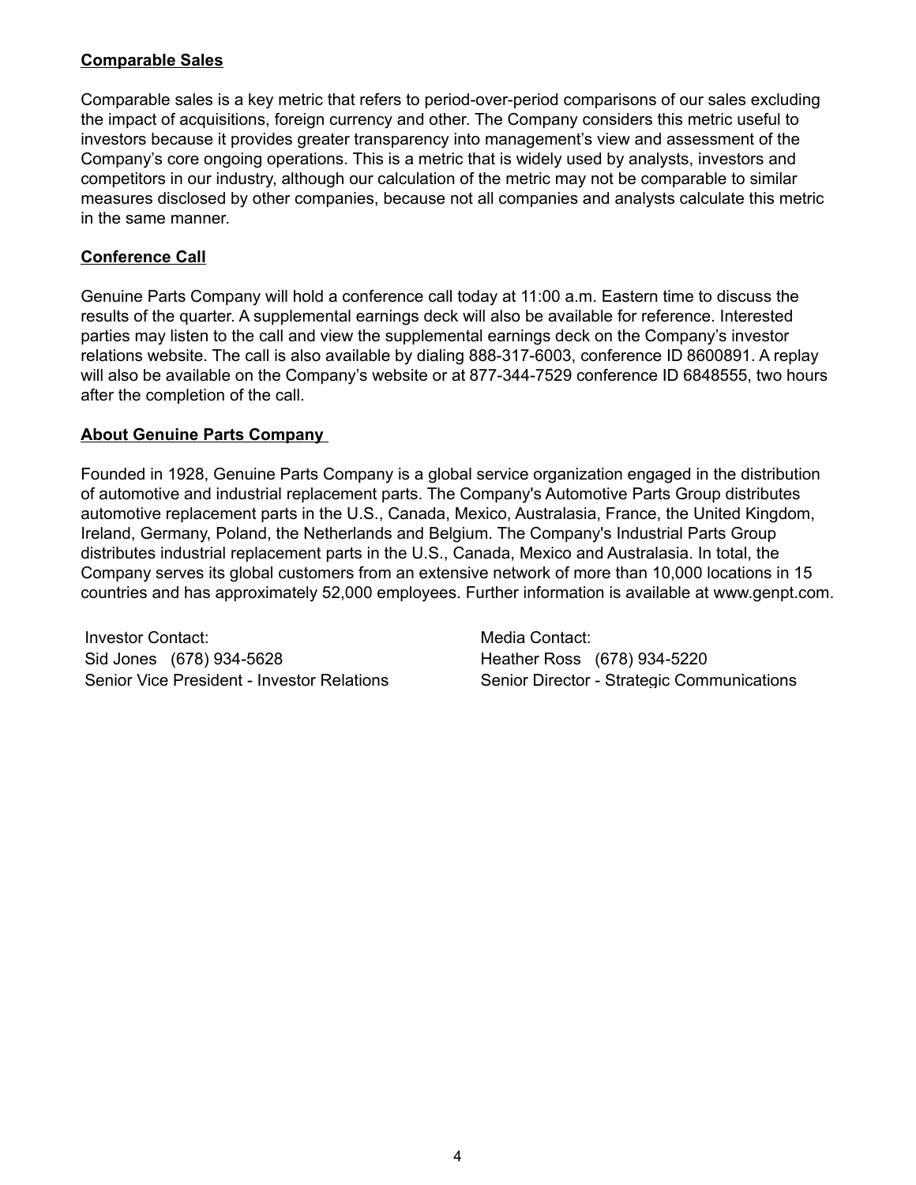## Comparable Sales

Comparable sales is a key metric that refers to period-over-period comparisons of our sales excluding the impact of acquisitions, foreign currency and other. The Company considers this metric useful to investors because it provides greater transparency into management's view and assessment of the Company's core ongoing operations. This is a metric that is widely used by analysts, investors and competitors in our industry, although our calculation of the metric may not be comparable to similar measures disclosed by other companies, because not all companies and analysts calculate this metric in the same manner.

## Conference Call

Genuine Parts Company will hold a conference call today at 11:00 a.m. Eastern time to discuss the results of the quarter. A supplemental earnings deck will also be available for reference. Interested parties may listen to the call and view the supplemental earnings deck on the Company's investor relations website. The call is also available by dialing 888-317-6003, conference ID 8600891. A replay will also be available on the Company's website or at 877-344-7529 conference ID 6848555, two hours after the completion of the call.

## About Genuine Parts Company

Founded in 1928, Genuine Parts Company is a global service organization engaged in the distribution of automotive and industrial replacement parts. The Company's Automotive Parts Group distributes automotive replacement parts in the U.S., Canada, Mexico, Australasia, France, the United Kingdom, Ireland, Germany, Poland, the Netherlands and Belgium. The Company's Industrial Parts Group distributes industrial replacement parts in the U.S., Canada, Mexico and Australasia. In total, the Company serves its global customers from an extensive network of more than 10,000 locations in 15 countries and has approximately 52,000 employees. Further information is available at www.genpt.com.

Investor Contact:
Sid Jones (678) 934-5628
Senior Vice President - Investor Relations

Media Contact:
Heather Ross (678) 934-5220
Senior Director - Strategic Communications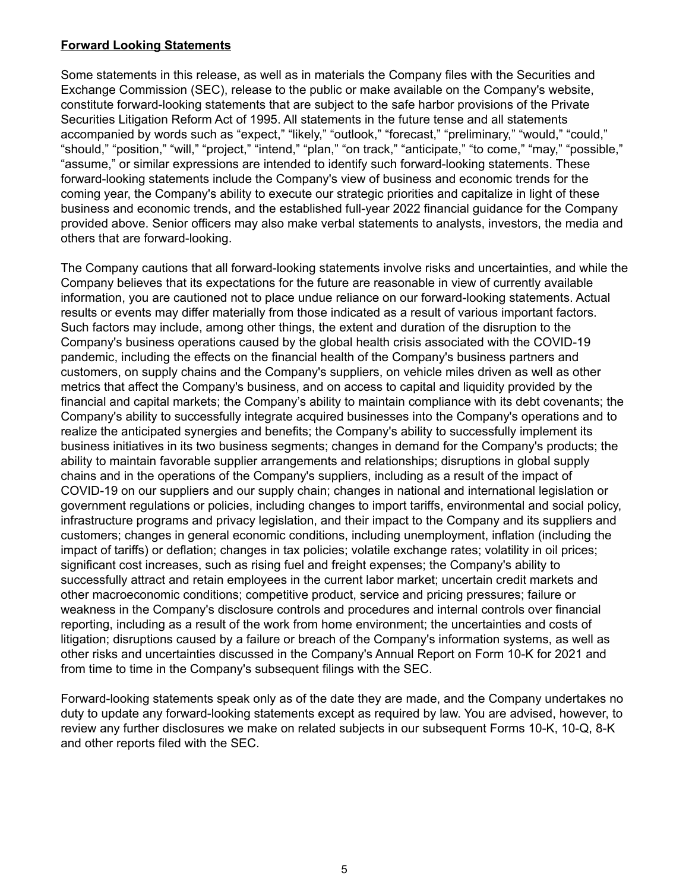**Forward Looking Statements**

Some statements in this release, as well as in materials the Company files with the Securities and Exchange Commission (SEC), release to the public or make available on the Company's website, constitute forward-looking statements that are subject to the safe harbor provisions of the Private Securities Litigation Reform Act of 1995. All statements in the future tense and all statements accompanied by words such as “expect,” “likely,” “outlook,” “forecast,” “preliminary,” “would,” “could,” “should,” “position,” “will,” “project,” “intend,” “plan,” “on track,” “anticipate,” “to come,” “may,” “possible,” “assume,” or similar expressions are intended to identify such forward-looking statements. These forward-looking statements include the Company's view of business and economic trends for the coming year, the Company's ability to execute our strategic priorities and capitalize in light of these business and economic trends, and the established full-year 2022 financial guidance for the Company provided above. Senior officers may also make verbal statements to analysts, investors, the media and others that are forward-looking.

The Company cautions that all forward-looking statements involve risks and uncertainties, and while the Company believes that its expectations for the future are reasonable in view of currently available information, you are cautioned not to place undue reliance on our forward-looking statements. Actual results or events may differ materially from those indicated as a result of various important factors. Such factors may include, among other things, the extent and duration of the disruption to the Company's business operations caused by the global health crisis associated with the COVID-19 pandemic, including the effects on the financial health of the Company's business partners and customers, on supply chains and the Company's suppliers, on vehicle miles driven as well as other metrics that affect the Company's business, and on access to capital and liquidity provided by the financial and capital markets; the Company’s ability to maintain compliance with its debt covenants; the Company's ability to successfully integrate acquired businesses into the Company's operations and to realize the anticipated synergies and benefits; the Company's ability to successfully implement its business initiatives in its two business segments; changes in demand for the Company's products; the ability to maintain favorable supplier arrangements and relationships; disruptions in global supply chains and in the operations of the Company's suppliers, including as a result of the impact of COVID-19 on our suppliers and our supply chain; changes in national and international legislation or government regulations or policies, including changes to import tariffs, environmental and social policy, infrastructure programs and privacy legislation, and their impact to the Company and its suppliers and customers; changes in general economic conditions, including unemployment, inflation (including the impact of tariffs) or deflation; changes in tax policies; volatile exchange rates; volatility in oil prices; significant cost increases, such as rising fuel and freight expenses; the Company's ability to successfully attract and retain employees in the current labor market; uncertain credit markets and other macroeconomic conditions; competitive product, service and pricing pressures; failure or weakness in the Company's disclosure controls and procedures and internal controls over financial reporting, including as a result of the work from home environment; the uncertainties and costs of litigation; disruptions caused by a failure or breach of the Company's information systems, as well as other risks and uncertainties discussed in the Company's Annual Report on Form 10-K for 2021 and from time to time in the Company's subsequent filings with the SEC.

Forward-looking statements speak only as of the date they are made, and the Company undertakes no duty to update any forward-looking statements except as required by law. You are advised, however, to review any further disclosures we make on related subjects in our subsequent Forms 10-K, 10-Q, 8-K and other reports filed with the SEC.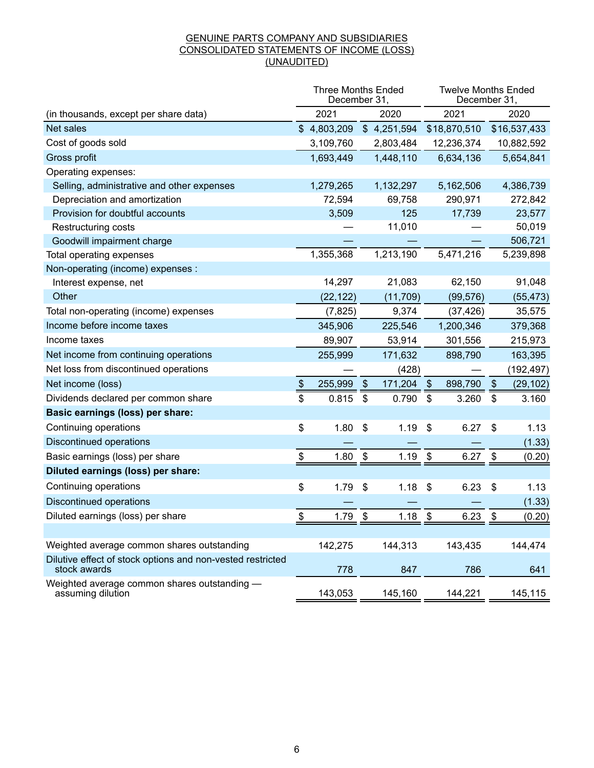GENUINE PARTS COMPANY AND SUBSIDIARIES
CONSOLIDATED STATEMENTS OF INCOME (LOSS)
(UNAUDITED)

| | Three Months Ended December 31, | | Twelve Months Ended December 31, | |
|---|---|---|---|---|
| (in thousands, except per share data) | 2021 | 2020 | 2021 | 2020 |
| Net sales | $ 4,803,209 | $ 4,251,594 | $18,870,510 | $16,537,433 |
| Cost of goods sold | 3,109,760 | 2,803,484 | 12,236,374 | 10,882,592 |
| Gross profit | 1,693,449 | 1,448,110 | 6,634,136 | 5,654,841 |
| Operating expenses: | | | | |
| Selling, administrative and other expenses | 1,279,265 | 1,132,297 | 5,162,506 | 4,386,739 |
| Depreciation and amortization | 72,594 | 69,758 | 290,971 | 272,842 |
| Provision for doubtful accounts | 3,509 | 125 | 17,739 | 23,577 |
| Restructuring costs | — | 11,010 | — | 50,019 |
| Goodwill impairment charge | — | — | — | 506,721 |
| Total operating expenses | 1,355,368 | 1,213,190 | 5,471,216 | 5,239,898 |
| Non-operating (income) expenses : | | | | |
| Interest expense, net | 14,297 | 21,083 | 62,150 | 91,048 |
| Other | (22,122) | (11,709) | (99,576) | (55,473) |
| Total non-operating (income) expenses | (7,825) | 9,374 | (37,426) | 35,575 |
| Income before income taxes | 345,906 | 225,546 | 1,200,346 | 379,368 |
| Income taxes | 89,907 | 53,914 | 301,556 | 215,973 |
| Net income from continuing operations | 255,999 | 171,632 | 898,790 | 163,395 |
| Net loss from discontinued operations | — | (428) | — | (192,497) |
| Net income (loss) | $ 255,999 | $ 171,204 | $ 898,790 | $ (29,102) |
| Dividends declared per common share | $ 0.815 | $ 0.790 | $ 3.260 | $ 3.160 |
| **Basic earnings (loss) per share:** | | | | |
| Continuing operations | $ 1.80 | $ 1.19 | $ 6.27 | $ 1.13 |
| Discontinued operations | — | — | — | (1.33) |
| Basic earnings (loss) per share | $ 1.80 | $ 1.19 | $ 6.27 | $ (0.20) |
| **Diluted earnings (loss) per share:** | | | | |
| Continuing operations | $ 1.79 | $ 1.18 | $ 6.23 | $ 1.13 |
| Discontinued operations | — | — | — | (1.33) |
| Diluted earnings (loss) per share | $ 1.79 | $ 1.18 | $ 6.23 | $ (0.20) |
| | | | | |
| Weighted average common shares outstanding | 142,275 | 144,313 | 143,435 | 144,474 |
| Dilutive effect of stock options and non-vested restricted stock awards | 778 | 847 | 786 | 641 |
| Weighted average common shares outstanding — assuming dilution | 143,053 | 145,160 | 144,221 | 145,115 |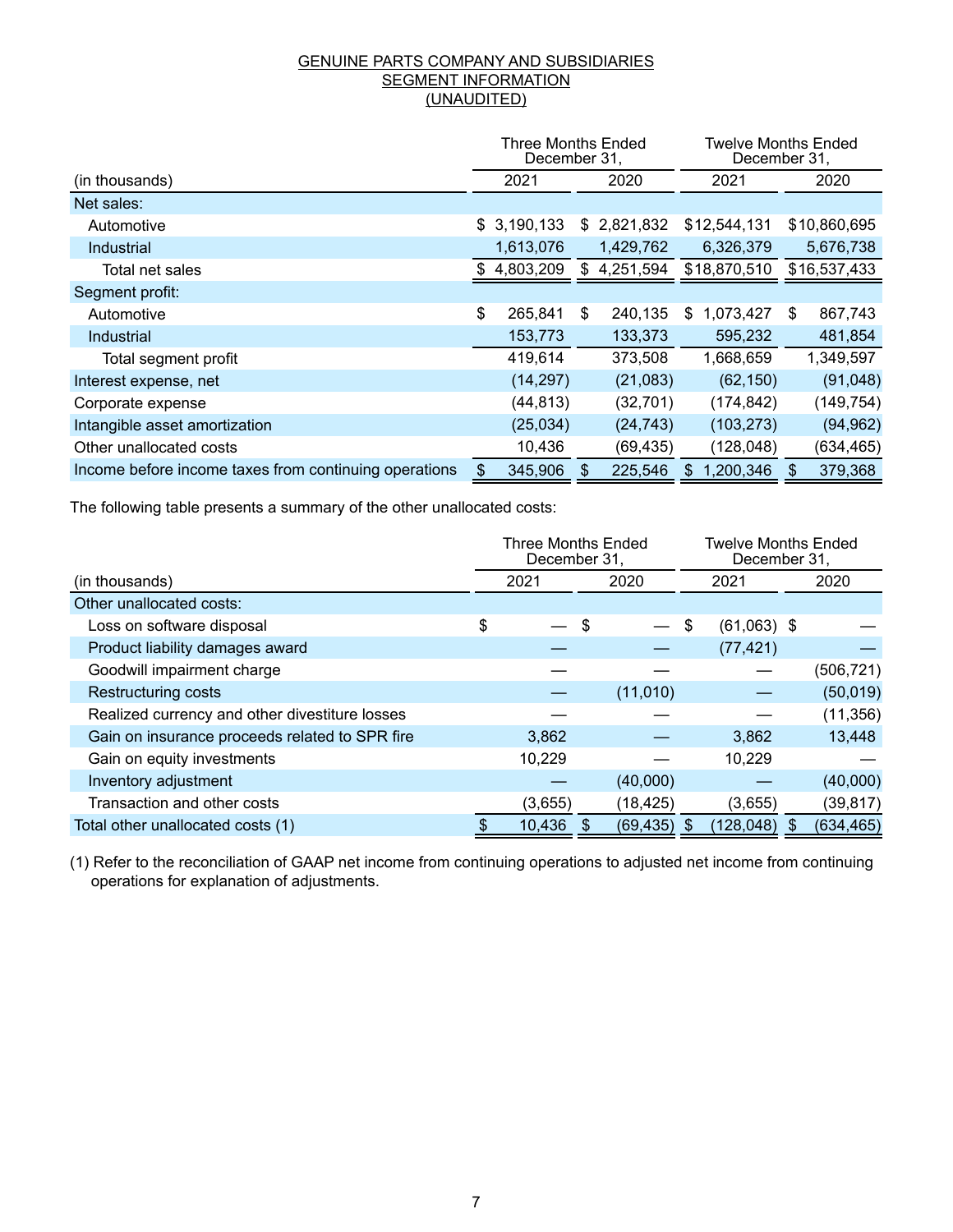# GENUINE PARTS COMPANY AND SUBSIDIARIES
## SEGMENT INFORMATION
## (UNAUDITED)

| | Three Months Ended December 31, | | Twelve Months Ended December 31, | |
|---|---|---|---|---|
| (in thousands) | 2021 | 2020 | 2021 | 2020 |
| Net sales: | | | | |
| Automotive | $ 3,190,133 | $ 2,821,832 | $12,544,131 | $10,860,695 |
| Industrial | 1,613,076 | 1,429,762 | 6,326,379 | 5,676,738 |
| Total net sales | $ 4,803,209 | $ 4,251,594 | $18,870,510 | $16,537,433 |
| Segment profit: | | | | |
| Automotive | $ 265,841 | $ 240,135 | $ 1,073,427 | $ 867,743 |
| Industrial | 153,773 | 133,373 | 595,232 | 481,854 |
| Total segment profit | 419,614 | 373,508 | 1,668,659 | 1,349,597 |
| Interest expense, net | (14,297) | (21,083) | (62,150) | (91,048) |
| Corporate expense | (44,813) | (32,701) | (174,842) | (149,754) |
| Intangible asset amortization | (25,034) | (24,743) | (103,273) | (94,962) |
| Other unallocated costs | 10,436 | (69,435) | (128,048) | (634,465) |
| Income before income taxes from continuing operations | $ 345,906 | $ 225,546 | $ 1,200,346 | $ 379,368 |

The following table presents a summary of the other unallocated costs:

| | Three Months Ended December 31, | | Twelve Months Ended December 31, | |
|---|---|---|---|---|
| (in thousands) | 2021 | 2020 | 2021 | 2020 |
| Other unallocated costs: | | | | |
| Loss on software disposal | $ — | $ — | $ (61,063) | $ — |
| Product liability damages award | — | — | (77,421) | — |
| Goodwill impairment charge | — | — | — | (506,721) |
| Restructuring costs | — | (11,010) | — | (50,019) |
| Realized currency and other divestiture losses | — | — | — | (11,356) |
| Gain on insurance proceeds related to SPR fire | 3,862 | — | 3,862 | 13,448 |
| Gain on equity investments | 10,229 | — | 10,229 | — |
| Inventory adjustment | — | (40,000) | — | (40,000) |
| Transaction and other costs | (3,655) | (18,425) | (3,655) | (39,817) |
| Total other unallocated costs (1) | $ 10,436 | $ (69,435) | $ (128,048) | $ (634,465) |

(1) Refer to the reconciliation of GAAP net income from continuing operations to adjusted net income from continuing operations for explanation of adjustments.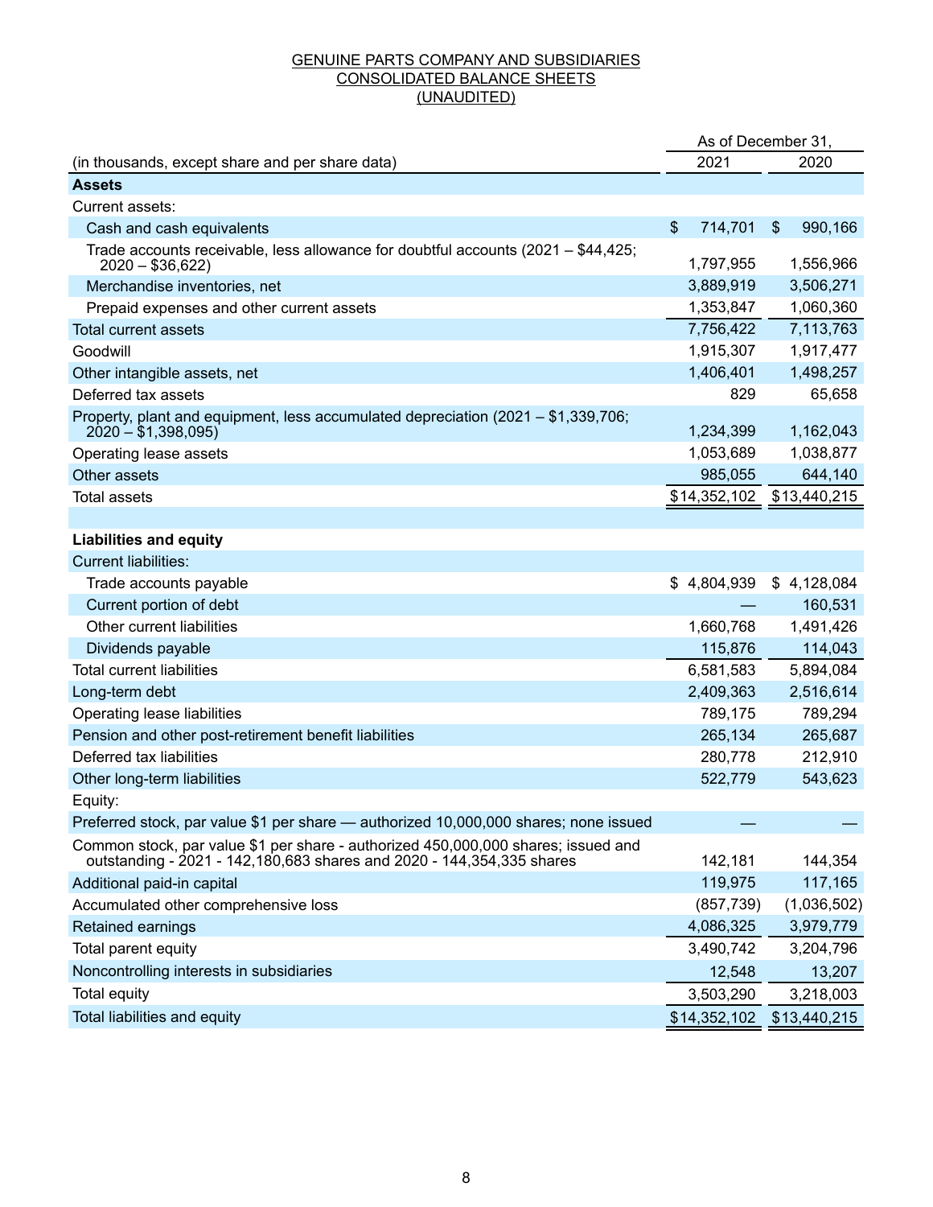GENUINE PARTS COMPANY AND SUBSIDIARIES
CONSOLIDATED BALANCE SHEETS
(UNAUDITED)

| (in thousands, except share and per share data) | As of December 31, 2021 | As of December 31, 2020 |
|---|---|---|
| **Assets** | | |
| Current assets: | | |
| Cash and cash equivalents | $ 714,701 | $ 990,166 |
| Trade accounts receivable, less allowance for doubtful accounts (2021 – $44,425; 2020 – $36,622) | 1,797,955 | 1,556,966 |
| Merchandise inventories, net | 3,889,919 | 3,506,271 |
| Prepaid expenses and other current assets | 1,353,847 | 1,060,360 |
| Total current assets | 7,756,422 | 7,113,763 |
| Goodwill | 1,915,307 | 1,917,477 |
| Other intangible assets, net | 1,406,401 | 1,498,257 |
| Deferred tax assets | 829 | 65,658 |
| Property, plant and equipment, less accumulated depreciation (2021 – $1,339,706; 2020 – $1,398,095) | 1,234,399 | 1,162,043 |
| Operating lease assets | 1,053,689 | 1,038,877 |
| Other assets | 985,055 | 644,140 |
| Total assets | $14,352,102 | $13,440,215 |
| | | |
| **Liabilities and equity** | | |
| Current liabilities: | | |
| Trade accounts payable | $ 4,804,939 | $ 4,128,084 |
| Current portion of debt | — | 160,531 |
| Other current liabilities | 1,660,768 | 1,491,426 |
| Dividends payable | 115,876 | 114,043 |
| Total current liabilities | 6,581,583 | 5,894,084 |
| Long-term debt | 2,409,363 | 2,516,614 |
| Operating lease liabilities | 789,175 | 789,294 |
| Pension and other post-retirement benefit liabilities | 265,134 | 265,687 |
| Deferred tax liabilities | 280,778 | 212,910 |
| Other long-term liabilities | 522,779 | 543,623 |
| Equity: | | |
| Preferred stock, par value $1 per share — authorized 10,000,000 shares; none issued | — | — |
| Common stock, par value $1 per share - authorized 450,000,000 shares; issued and outstanding - 2021 - 142,180,683 shares and 2020 - 144,354,335 shares | 142,181 | 144,354 |
| Additional paid-in capital | 119,975 | 117,165 |
| Accumulated other comprehensive loss | (857,739) | (1,036,502) |
| Retained earnings | 4,086,325 | 3,979,779 |
| Total parent equity | 3,490,742 | 3,204,796 |
| Noncontrolling interests in subsidiaries | 12,548 | 13,207 |
| Total equity | 3,503,290 | 3,218,003 |
| Total liabilities and equity | $14,352,102 | $13,440,215 |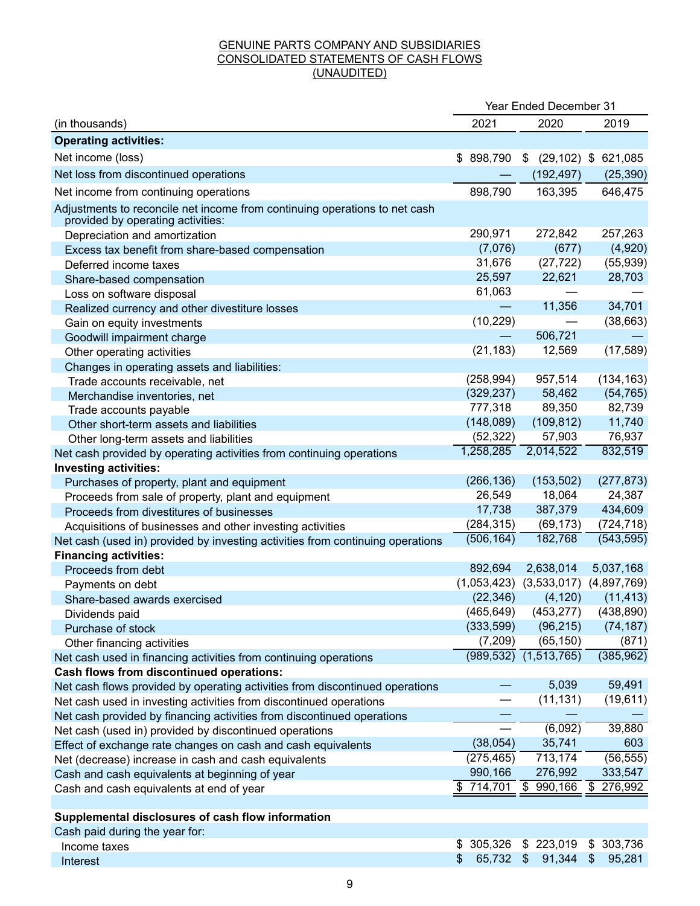GENUINE PARTS COMPANY AND SUBSIDIARIES
CONSOLIDATED STATEMENTS OF CASH FLOWS
(UNAUDITED)

| | Year Ended December 31 | | |
|---|---|---|---|
| (in thousands) | 2021 | 2020 | 2019 |
| **Operating activities:** | | | |
| Net income (loss) | $ 898,790 | $ (29,102) | $ 621,085 |
| Net loss from discontinued operations | — | (192,497) | (25,390) |
| Net income from continuing operations | 898,790 | 163,395 | 646,475 |
| Adjustments to reconcile net income from continuing operations to net cash provided by operating activities: | | | |
| Depreciation and amortization | 290,971 | 272,842 | 257,263 |
| Excess tax benefit from share-based compensation | (7,076) | (677) | (4,920) |
| Deferred income taxes | 31,676 | (27,722) | (55,939) |
| Share-based compensation | 25,597 | 22,621 | 28,703 |
| Loss on software disposal | 61,063 | — | — |
| Realized currency and other divestiture losses | — | 11,356 | 34,701 |
| Gain on equity investments | (10,229) | — | (38,663) |
| Goodwill impairment charge | — | 506,721 | — |
| Other operating activities | (21,183) | 12,569 | (17,589) |
| Changes in operating assets and liabilities: | | | |
| Trade accounts receivable, net | (258,994) | 957,514 | (134,163) |
| Merchandise inventories, net | (329,237) | 58,462 | (54,765) |
| Trade accounts payable | 777,318 | 89,350 | 82,739 |
| Other short-term assets and liabilities | (148,089) | (109,812) | 11,740 |
| Other long-term assets and liabilities | (52,322) | 57,903 | 76,937 |
| Net cash provided by operating activities from continuing operations | 1,258,285 | 2,014,522 | 832,519 |
| **Investing activities:** | | | |
| Purchases of property, plant and equipment | (266,136) | (153,502) | (277,873) |
| Proceeds from sale of property, plant and equipment | 26,549 | 18,064 | 24,387 |
| Proceeds from divestitures of businesses | 17,738 | 387,379 | 434,609 |
| Acquisitions of businesses and other investing activities | (284,315) | (69,173) | (724,718) |
| Net cash (used in) provided by investing activities from continuing operations | (506,164) | 182,768 | (543,595) |
| **Financing activities:** | | | |
| Proceeds from debt | 892,694 | 2,638,014 | 5,037,168 |
| Payments on debt | (1,053,423) | (3,533,017) | (4,897,769) |
| Share-based awards exercised | (22,346) | (4,120) | (11,413) |
| Dividends paid | (465,649) | (453,277) | (438,890) |
| Purchase of stock | (333,599) | (96,215) | (74,187) |
| Other financing activities | (7,209) | (65,150) | (871) |
| Net cash used in financing activities from continuing operations | (989,532) | (1,513,765) | (385,962) |
| **Cash flows from discontinued operations:** | | | |
| Net cash flows provided by operating activities from discontinued operations | — | 5,039 | 59,491 |
| Net cash used in investing activities from discontinued operations | — | (11,131) | (19,611) |
| Net cash provided by financing activities from discontinued operations | — | — | — |
| Net cash (used in) provided by discontinued operations | — | (6,092) | 39,880 |
| Effect of exchange rate changes on cash and cash equivalents | (38,054) | 35,741 | 603 |
| Net (decrease) increase in cash and cash equivalents | (275,465) | 713,174 | (56,555) |
| Cash and cash equivalents at beginning of year | 990,166 | 276,992 | 333,547 |
| Cash and cash equivalents at end of year | $ 714,701 | $ 990,166 | $ 276,992 |
| | | | |
| **Supplemental disclosures of cash flow information** | | | |
| Cash paid during the year for: | | | |
| Income taxes | $ 305,326 | $ 223,019 | $ 303,736 |
| Interest | $ 65,732 | $ 91,344 | $ 95,281 |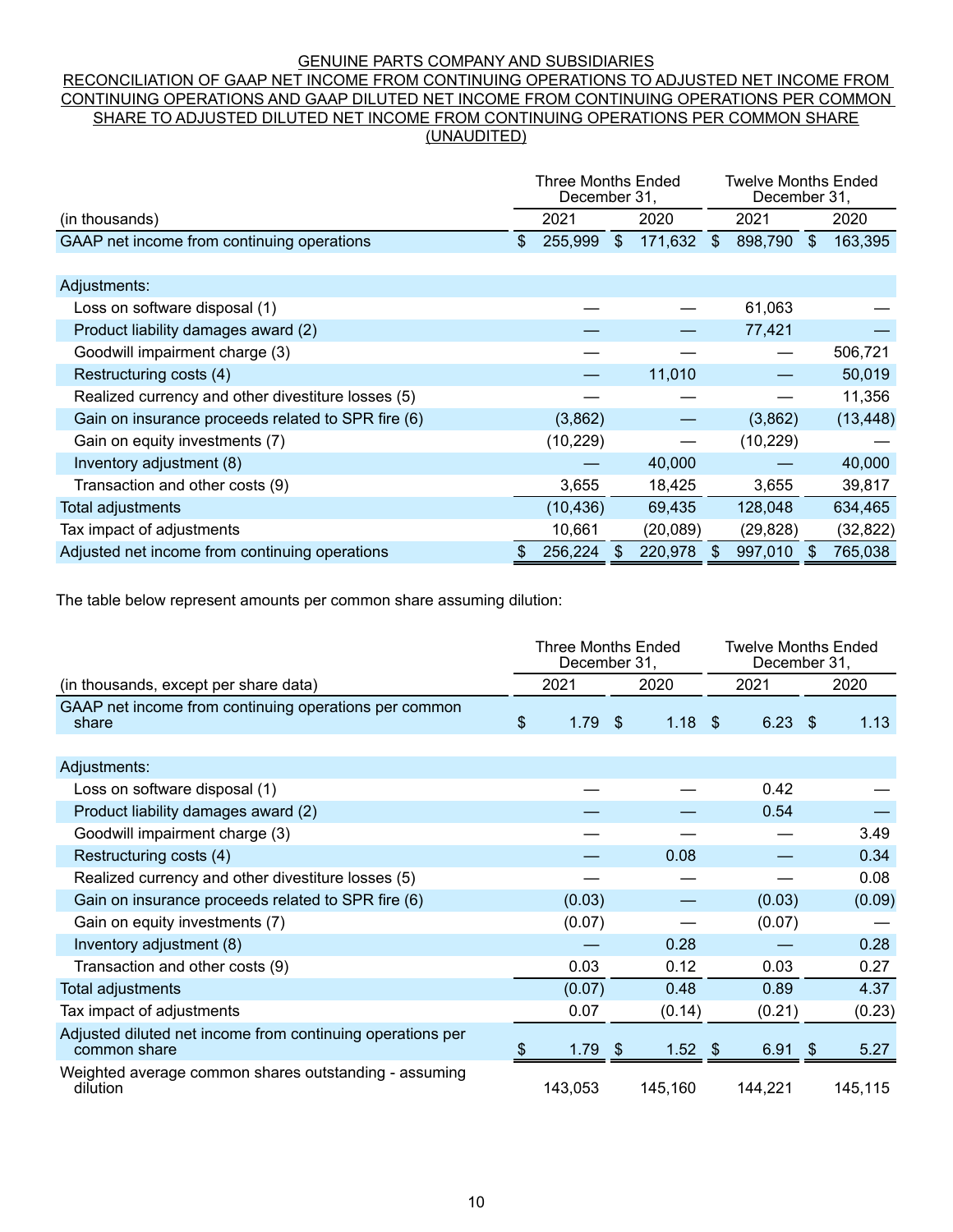GENUINE PARTS COMPANY AND SUBSIDIARIES

RECONCILIATION OF GAAP NET INCOME FROM CONTINUING OPERATIONS TO ADJUSTED NET INCOME FROM CONTINUING OPERATIONS AND GAAP DILUTED NET INCOME FROM CONTINUING OPERATIONS PER COMMON SHARE TO ADJUSTED DILUTED NET INCOME FROM CONTINUING OPERATIONS PER COMMON SHARE

(UNAUDITED)

| | Three Months Ended December 31, | | Twelve Months Ended December 31, | |
|---|---|---|---|---|
| (in thousands) | 2021 | 2020 | 2021 | 2020 |
| GAAP net income from continuing operations | $ 255,999 | $ 171,632 | $ 898,790 | $ 163,395 |
| | | | | |
| Adjustments: | | | | |
| Loss on software disposal (1) | — | — | 61,063 | — |
| Product liability damages award (2) | — | — | 77,421 | — |
| Goodwill impairment charge (3) | — | — | — | 506,721 |
| Restructuring costs (4) | — | 11,010 | — | 50,019 |
| Realized currency and other divestiture losses (5) | — | — | — | 11,356 |
| Gain on insurance proceeds related to SPR fire (6) | (3,862) | — | (3,862) | (13,448) |
| Gain on equity investments (7) | (10,229) | — | (10,229) | — |
| Inventory adjustment (8) | — | 40,000 | — | 40,000 |
| Transaction and other costs (9) | 3,655 | 18,425 | 3,655 | 39,817 |
| Total adjustments | (10,436) | 69,435 | 128,048 | 634,465 |
| Tax impact of adjustments | 10,661 | (20,089) | (29,828) | (32,822) |
| Adjusted net income from continuing operations | $ 256,224 | $ 220,978 | $ 997,010 | $ 765,038 |

The table below represent amounts per common share assuming dilution:

| | Three Months Ended December 31, | | Twelve Months Ended December 31, | |
|---|---|---|---|---|
| (in thousands, except per share data) | 2021 | 2020 | 2021 | 2020 |
| GAAP net income from continuing operations per common share | $ 1.79 | $ 1.18 | $ 6.23 | $ 1.13 |
| | | | | |
| Adjustments: | | | | |
| Loss on software disposal (1) | — | — | 0.42 | — |
| Product liability damages award (2) | — | — | 0.54 | — |
| Goodwill impairment charge (3) | — | — | — | 3.49 |
| Restructuring costs (4) | — | 0.08 | — | 0.34 |
| Realized currency and other divestiture losses (5) | — | — | — | 0.08 |
| Gain on insurance proceeds related to SPR fire (6) | (0.03) | — | (0.03) | (0.09) |
| Gain on equity investments (7) | (0.07) | — | (0.07) | — |
| Inventory adjustment (8) | — | 0.28 | — | 0.28 |
| Transaction and other costs (9) | 0.03 | 0.12 | 0.03 | 0.27 |
| Total adjustments | (0.07) | 0.48 | 0.89 | 4.37 |
| Tax impact of adjustments | 0.07 | (0.14) | (0.21) | (0.23) |
| Adjusted diluted net income from continuing operations per common share | $ 1.79 | $ 1.52 | $ 6.91 | $ 5.27 |
| Weighted average common shares outstanding - assuming dilution | 143,053 | 145,160 | 144,221 | 145,115 |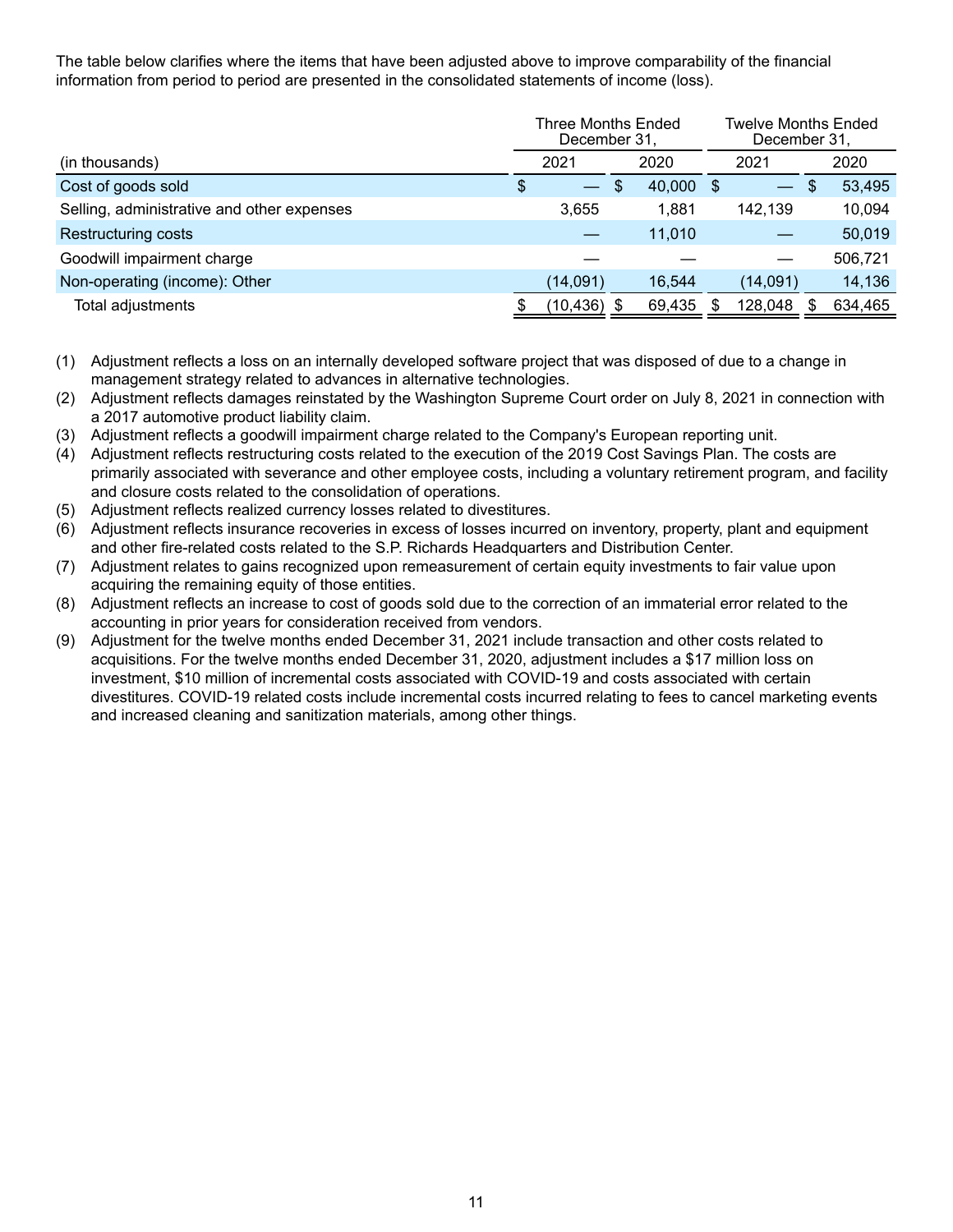The table below clarifies where the items that have been adjusted above to improve comparability of the financial information from period to period are presented in the consolidated statements of income (loss).

| (in thousands) | Three Months Ended December 31, 2021 | Three Months Ended December 31, 2020 | Twelve Months Ended December 31, 2021 | Twelve Months Ended December 31, 2020 |
|---|---|---|---|---|
| Cost of goods sold | $ — | $ 40,000 | $ — | $ 53,495 |
| Selling, administrative and other expenses | 3,655 | 1,881 | 142,139 | 10,094 |
| Restructuring costs | — | 11,010 | — | 50,019 |
| Goodwill impairment charge | — | — | — | 506,721 |
| Non-operating (income): Other | (14,091) | 16,544 | (14,091) | 14,136 |
| Total adjustments | $ (10,436) | $ 69,435 | $ 128,048 | $ 634,465 |

(1) Adjustment reflects a loss on an internally developed software project that was disposed of due to a change in management strategy related to advances in alternative technologies.
(2) Adjustment reflects damages reinstated by the Washington Supreme Court order on July 8, 2021 in connection with a 2017 automotive product liability claim.
(3) Adjustment reflects a goodwill impairment charge related to the Company's European reporting unit.
(4) Adjustment reflects restructuring costs related to the execution of the 2019 Cost Savings Plan. The costs are primarily associated with severance and other employee costs, including a voluntary retirement program, and facility and closure costs related to the consolidation of operations.
(5) Adjustment reflects realized currency losses related to divestitures.
(6) Adjustment reflects insurance recoveries in excess of losses incurred on inventory, property, plant and equipment and other fire-related costs related to the S.P. Richards Headquarters and Distribution Center.
(7) Adjustment relates to gains recognized upon remeasurement of certain equity investments to fair value upon acquiring the remaining equity of those entities.
(8) Adjustment reflects an increase to cost of goods sold due to the correction of an immaterial error related to the accounting in prior years for consideration received from vendors.
(9) Adjustment for the twelve months ended December 31, 2021 include transaction and other costs related to acquisitions. For the twelve months ended December 31, 2020, adjustment includes a $17 million loss on investment, $10 million of incremental costs associated with COVID-19 and costs associated with certain divestitures. COVID-19 related costs include incremental costs incurred relating to fees to cancel marketing events and increased cleaning and sanitization materials, among other things.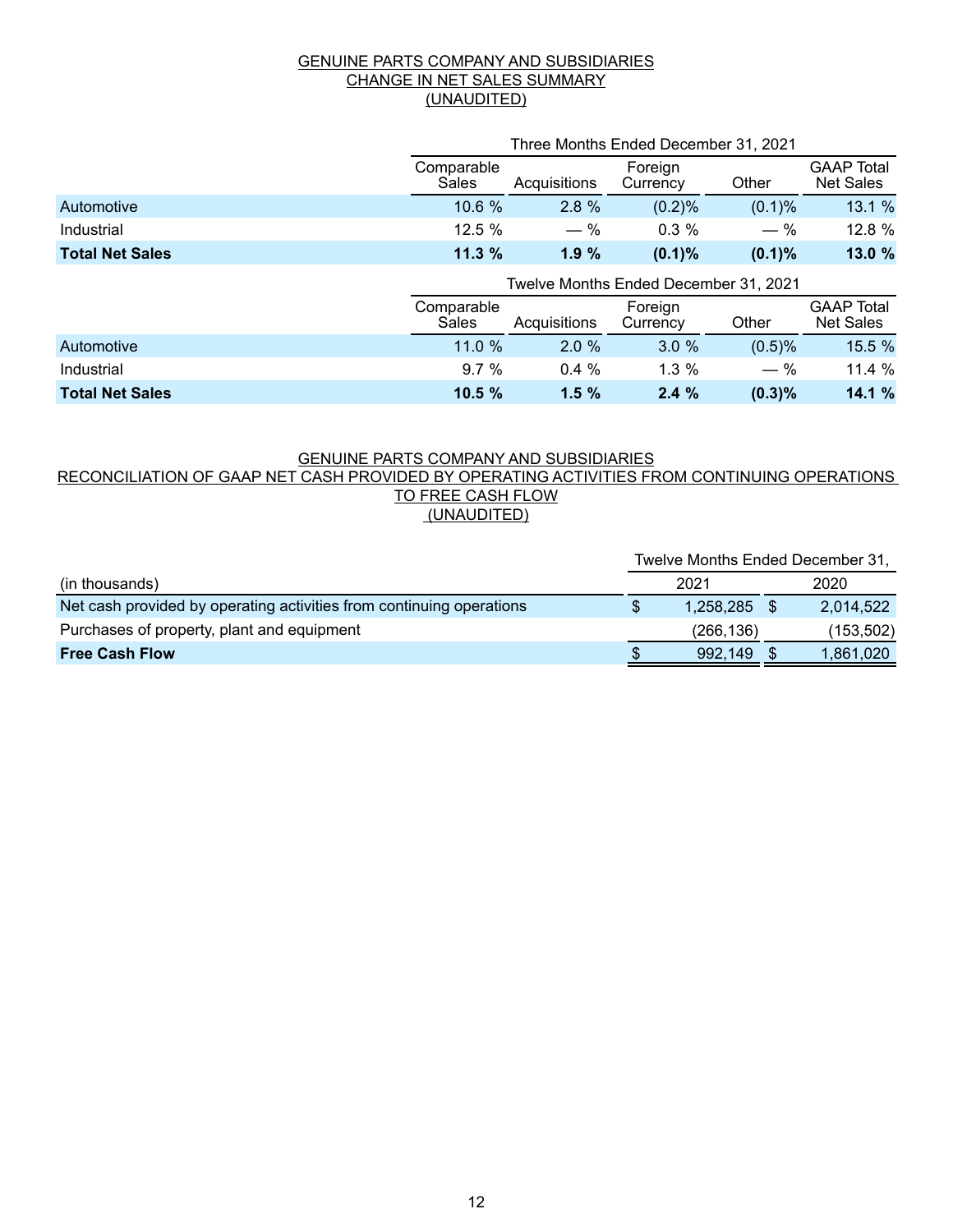GENUINE PARTS COMPANY AND SUBSIDIARIES
CHANGE IN NET SALES SUMMARY
(UNAUDITED)

| | Three Months Ended December 31, 2021 | | | | |
|---|---|---|---|---|---|
| | Comparable Sales | Acquisitions | Foreign Currency | Other | GAAP Total Net Sales |
| Automotive | 10.6 % | 2.8 % | (0.2)% | (0.1)% | 13.1 % |
| Industrial | 12.5 % | — % | 0.3 % | — % | 12.8 % |
| **Total Net Sales** | **11.3 %** | **1.9 %** | **(0.1)%** | **(0.1)%** | **13.0 %** |

| | Twelve Months Ended December 31, 2021 | | | | |
|---|---|---|---|---|---|
| | Comparable Sales | Acquisitions | Foreign Currency | Other | GAAP Total Net Sales |
| Automotive | 11.0 % | 2.0 % | 3.0 % | (0.5)% | 15.5 % |
| Industrial | 9.7 % | 0.4 % | 1.3 % | — % | 11.4 % |
| **Total Net Sales** | **10.5 %** | **1.5 %** | **2.4 %** | **(0.3)%** | **14.1 %** |

GENUINE PARTS COMPANY AND SUBSIDIARIES
RECONCILIATION OF GAAP NET CASH PROVIDED BY OPERATING ACTIVITIES FROM CONTINUING OPERATIONS TO FREE CASH FLOW
(UNAUDITED)

| | Twelve Months Ended December 31, | |
|---|---|---|
| (in thousands) | 2021 | 2020 |
| Net cash provided by operating activities from continuing operations | $ 1,258,285 | $ 2,014,522 |
| Purchases of property, plant and equipment | (266,136) | (153,502) |
| **Free Cash Flow** | $ 992,149 | $ 1,861,020 |